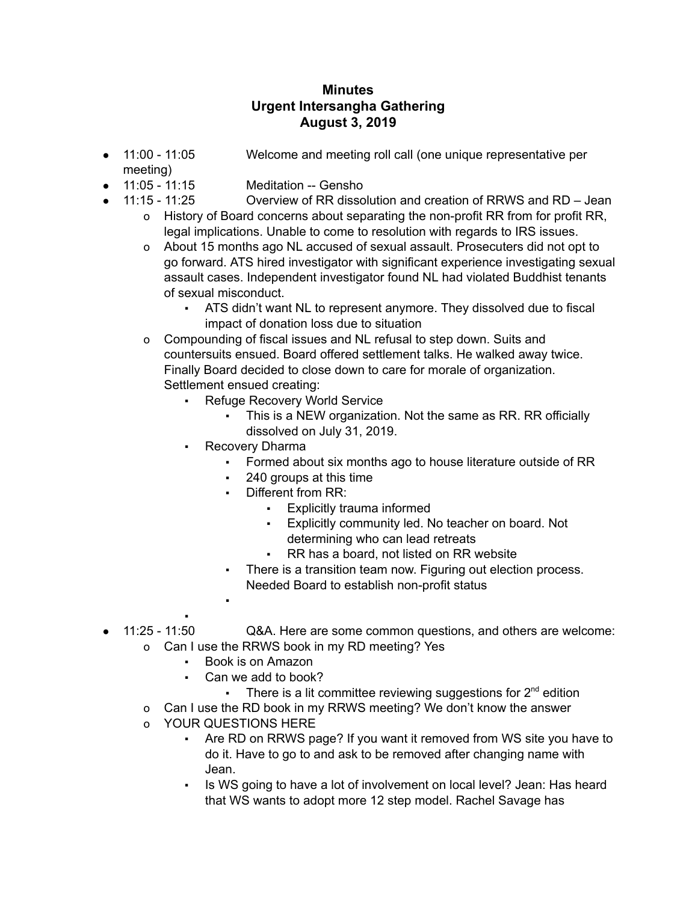# Minutes
## Urgent Intersangha Gathering
### August 3, 2019

- 11:00 - 11:05 Welcome and meeting roll call (one unique representative per meeting)
- 11:05 - 11:15 Meditation -- Gensho
- 11:15 - 11:25 Overview of RR dissolution and creation of RRWS and RD – Jean
  - History of Board concerns about separating the non-profit RR from for profit RR, legal implications. Unable to come to resolution with regards to IRS issues.
  - About 15 months ago NL accused of sexual assault. Prosecuters did not opt to go forward. ATS hired investigator with significant experience investigating sexual assault cases. Independent investigator found NL had violated Buddhist tenants of sexual misconduct.
    - ATS didn't want NL to represent anymore. They dissolved due to fiscal impact of donation loss due to situation
  - Compounding of fiscal issues and NL refusal to step down. Suits and countersuits ensued. Board offered settlement talks. He walked away twice. Finally Board decided to close down to care for morale of organization. Settlement ensued creating:
    - Refuge Recovery World Service
      - This is a NEW organization. Not the same as RR. RR officially dissolved on July 31, 2019.
    - Recovery Dharma
      - Formed about six months ago to house literature outside of RR
      - 240 groups at this time
      - Different from RR:
        - Explicitly trauma informed
        - Explicitly community led. No teacher on board. Not determining who can lead retreats
        - RR has a board, not listed on RR website
      - There is a transition team now. Figuring out election process. Needed Board to establish non-profit status
- 11:25 - 11:50 Q&A. Here are some common questions, and others are welcome:
  - Can I use the RRWS book in my RD meeting? Yes
    - Book is on Amazon
    - Can we add to book?
      - There is a lit committee reviewing suggestions for 2nd edition
  - Can I use the RD book in my RRWS meeting? We don't know the answer
  - YOUR QUESTIONS HERE
    - Are RD on RRWS page? If you want it removed from WS site you have to do it. Have to go to and ask to be removed after changing name with Jean.
    - Is WS going to have a lot of involvement on local level? Jean: Has heard that WS wants to adopt more 12 step model. Rachel Savage has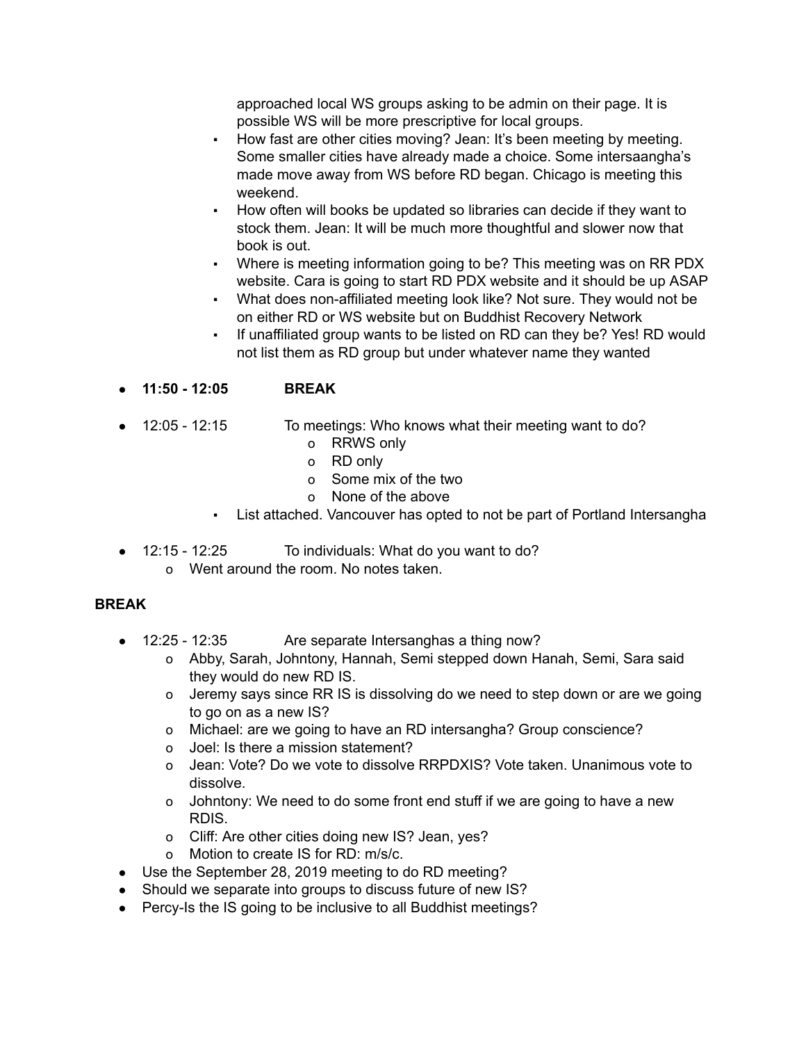approached local WS groups asking to be admin on their page. It is possible WS will be more prescriptive for local groups.

- How fast are other cities moving? Jean: It's been meeting by meeting. Some smaller cities have already made a choice. Some intersaangha's made move away from WS before RD began. Chicago is meeting this weekend.
- How often will books be updated so libraries can decide if they want to stock them. Jean: It will be much more thoughtful and slower now that book is out.
- Where is meeting information going to be? This meeting was on RR PDX website. Cara is going to start RD PDX website and it should be up ASAP
- What does non-affiliated meeting look like? Not sure. They would not be on either RD or WS website but on Buddhist Recovery Network
- If unaffiliated group wants to be listed on RD can they be? Yes! RD would not list them as RD group but under whatever name they wanted

- **11:50 - 12:05 BREAK**

- 12:05 - 12:15 To meetings: Who knows what their meeting want to do?
  - RRWS only
  - RD only
  - Some mix of the two
  - None of the above
  - List attached. Vancouver has opted to not be part of Portland Intersangha

- 12:15 - 12:25 To individuals: What do you want to do?
  - Went around the room. No notes taken.

**BREAK**

- 12:25 - 12:35 Are separate Intersanghas a thing now?
  - Abby, Sarah, Johntony, Hannah, Semi stepped down Hanah, Semi, Sara said they would do new RD IS.
  - Jeremy says since RR IS is dissolving do we need to step down or are we going to go on as a new IS?
  - Michael: are we going to have an RD intersangha? Group conscience?
  - Joel: Is there a mission statement?
  - Jean: Vote? Do we vote to dissolve RRPDXIS? Vote taken. Unanimous vote to dissolve.
  - Johntony: We need to do some front end stuff if we are going to have a new RDIS.
  - Cliff: Are other cities doing new IS? Jean, yes?
  - Motion to create IS for RD: m/s/c.
- Use the September 28, 2019 meeting to do RD meeting?
- Should we separate into groups to discuss future of new IS?
- Percy-Is the IS going to be inclusive to all Buddhist meetings?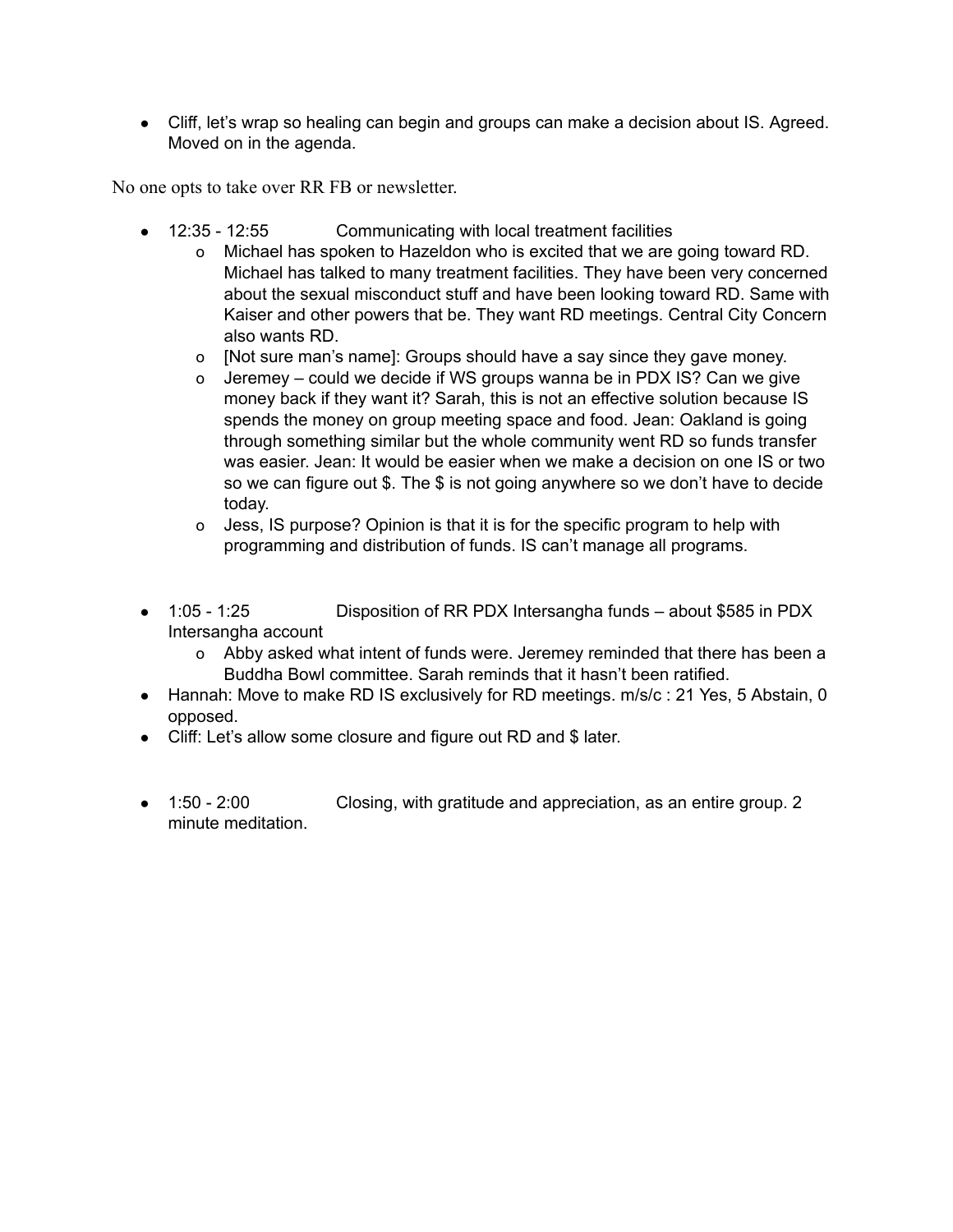- Cliff, let's wrap so healing can begin and groups can make a decision about IS. Agreed. Moved on in the agenda.

No one opts to take over RR FB or newsletter.

- 12:35 - 12:55 Communicating with local treatment facilities
    - Michael has spoken to Hazeldon who is excited that we are going toward RD. Michael has talked to many treatment facilities. They have been very concerned about the sexual misconduct stuff and have been looking toward RD. Same with Kaiser and other powers that be. They want RD meetings. Central City Concern also wants RD.
    - [Not sure man's name]: Groups should have a say since they gave money.
    - Jeremey – could we decide if WS groups wanna be in PDX IS? Can we give money back if they want it? Sarah, this is not an effective solution because IS spends the money on group meeting space and food. Jean: Oakland is going through something similar but the whole community went RD so funds transfer was easier. Jean: It would be easier when we make a decision on one IS or two so we can figure out $. The $ is not going anywhere so we don't have to decide today.
    - Jess, IS purpose? Opinion is that it is for the specific program to help with programming and distribution of funds. IS can't manage all programs.

- 1:05 - 1:25 Disposition of RR PDX Intersangha funds – about $585 in PDX Intersangha account
    - Abby asked what intent of funds were. Jeremey reminded that there has been a Buddha Bowl committee. Sarah reminds that it hasn't been ratified.
- Hannah: Move to make RD IS exclusively for RD meetings. m/s/c : 21 Yes, 5 Abstain, 0 opposed.
- Cliff: Let's allow some closure and figure out RD and $ later.

- 1:50 - 2:00 Closing, with gratitude and appreciation, as an entire group. 2 minute meditation.